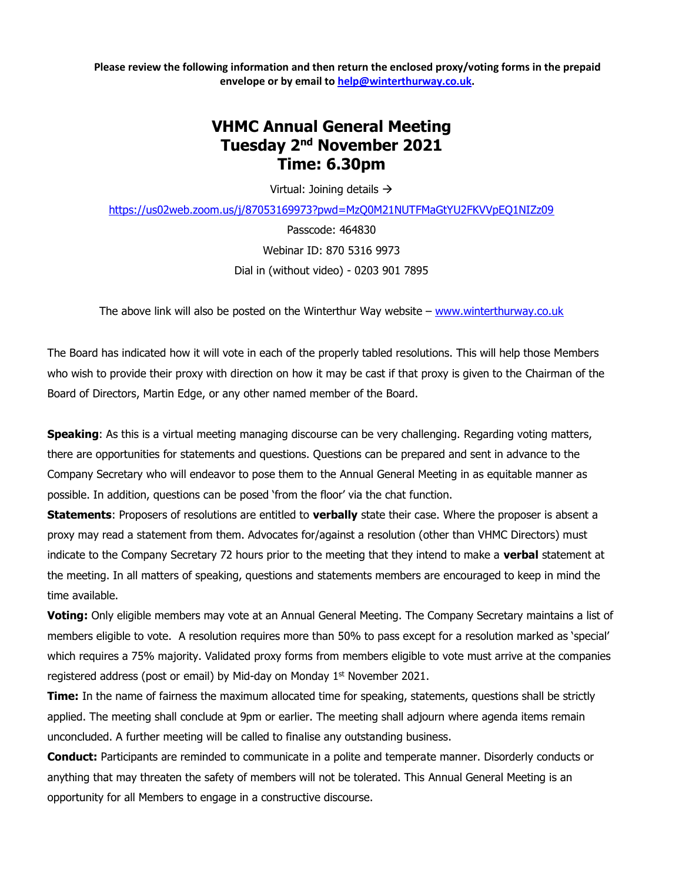**Please review the following information and then return the enclosed proxy/voting forms in the prepaid envelope or by email to help@winterthurway.co.uk.**

# VHMC Annual General Meeting
# Tuesday 2nd November 2021
# Time: 6.30pm

Virtual: Joining details →

https://us02web.zoom.us/j/87053169973?pwd=MzQ0M21NUTFMaGtYU2FKVVpEQ1NIZz09

Passcode: 464830

Webinar ID: 870 5316 9973

Dial in (without video) - 0203 901 7895

The above link will also be posted on the Winterthur Way website – www.winterthurway.co.uk

The Board has indicated how it will vote in each of the properly tabled resolutions. This will help those Members who wish to provide their proxy with direction on how it may be cast if that proxy is given to the Chairman of the Board of Directors, Martin Edge, or any other named member of the Board.

**Speaking**: As this is a virtual meeting managing discourse can be very challenging. Regarding voting matters, there are opportunities for statements and questions. Questions can be prepared and sent in advance to the Company Secretary who will endeavor to pose them to the Annual General Meeting in as equitable manner as possible. In addition, questions can be posed 'from the floor' via the chat function.

**Statements**: Proposers of resolutions are entitled to **verbally** state their case. Where the proposer is absent a proxy may read a statement from them. Advocates for/against a resolution (other than VHMC Directors) must indicate to the Company Secretary 72 hours prior to the meeting that they intend to make a **verbal** statement at the meeting. In all matters of speaking, questions and statements members are encouraged to keep in mind the time available.

**Voting:** Only eligible members may vote at an Annual General Meeting. The Company Secretary maintains a list of members eligible to vote. A resolution requires more than 50% to pass except for a resolution marked as 'special' which requires a 75% majority. Validated proxy forms from members eligible to vote must arrive at the companies registered address (post or email) by Mid-day on Monday 1st November 2021.

**Time:** In the name of fairness the maximum allocated time for speaking, statements, questions shall be strictly applied. The meeting shall conclude at 9pm or earlier. The meeting shall adjourn where agenda items remain unconcluded. A further meeting will be called to finalise any outstanding business.

**Conduct:** Participants are reminded to communicate in a polite and temperate manner. Disorderly conducts or anything that may threaten the safety of members will not be tolerated. This Annual General Meeting is an opportunity for all Members to engage in a constructive discourse.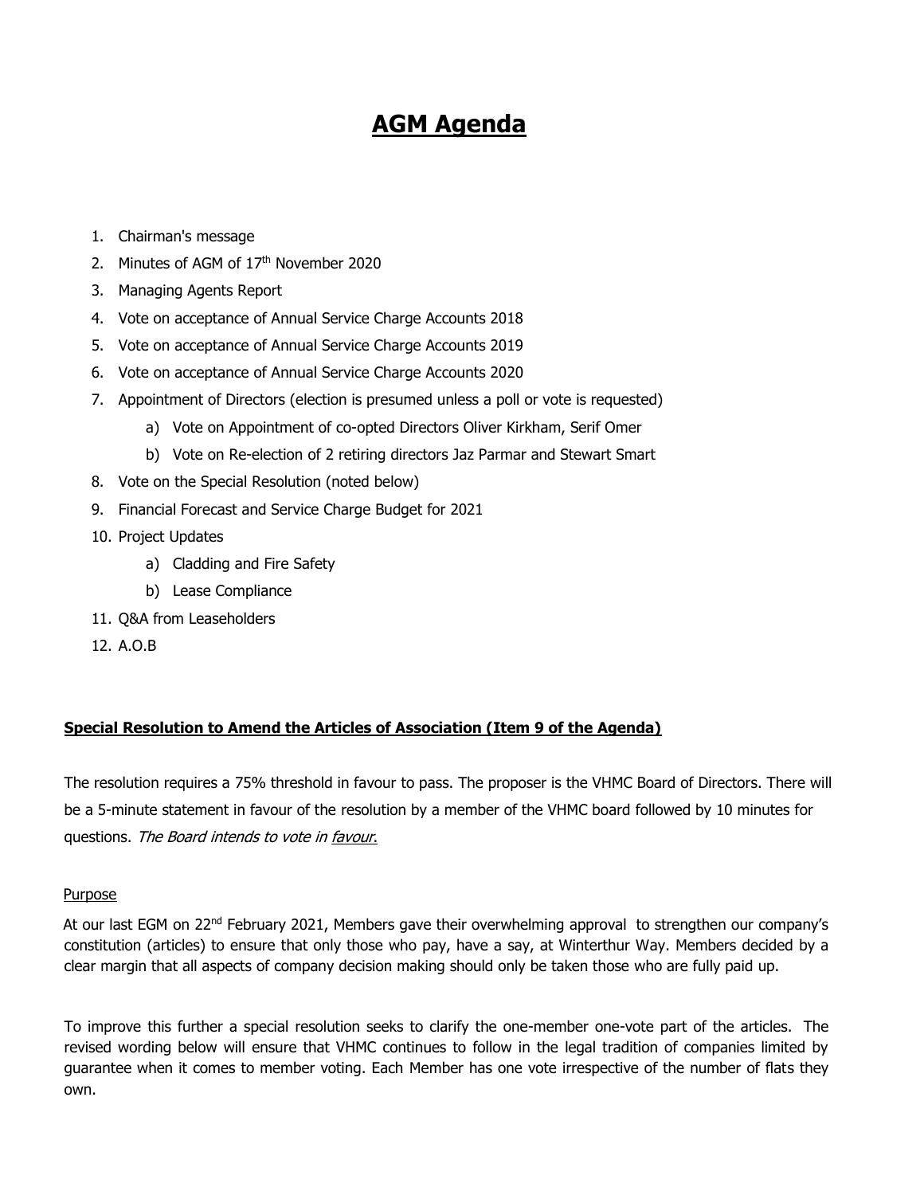# **AGM Agenda**

1. Chairman's message
2. Minutes of AGM of 17th November 2020
3. Managing Agents Report
4. Vote on acceptance of Annual Service Charge Accounts 2018
5. Vote on acceptance of Annual Service Charge Accounts 2019
6. Vote on acceptance of Annual Service Charge Accounts 2020
7. Appointment of Directors (election is presumed unless a poll or vote is requested)
    a) Vote on Appointment of co-opted Directors Oliver Kirkham, Serif Omer
    b) Vote on Re-election of 2 retiring directors Jaz Parmar and Stewart Smart
8. Vote on the Special Resolution (noted below)
9. Financial Forecast and Service Charge Budget for 2021
10. Project Updates
    a) Cladding and Fire Safety
    b) Lease Compliance
11. Q&A from Leaseholders
12. A.O.B

**Special Resolution to Amend the Articles of Association (Item 9 of the Agenda)**

The resolution requires a 75% threshold in favour to pass. The proposer is the VHMC Board of Directors. There will be a 5-minute statement in favour of the resolution by a member of the VHMC board followed by 10 minutes for questions. *The Board intends to vote in favour.*

Purpose

At our last EGM on 22nd February 2021, Members gave their overwhelming approval to strengthen our company's constitution (articles) to ensure that only those who pay, have a say, at Winterthur Way. Members decided by a clear margin that all aspects of company decision making should only be taken those who are fully paid up.

To improve this further a special resolution seeks to clarify the one-member one-vote part of the articles. The revised wording below will ensure that VHMC continues to follow in the legal tradition of companies limited by guarantee when it comes to member voting. Each Member has one vote irrespective of the number of flats they own.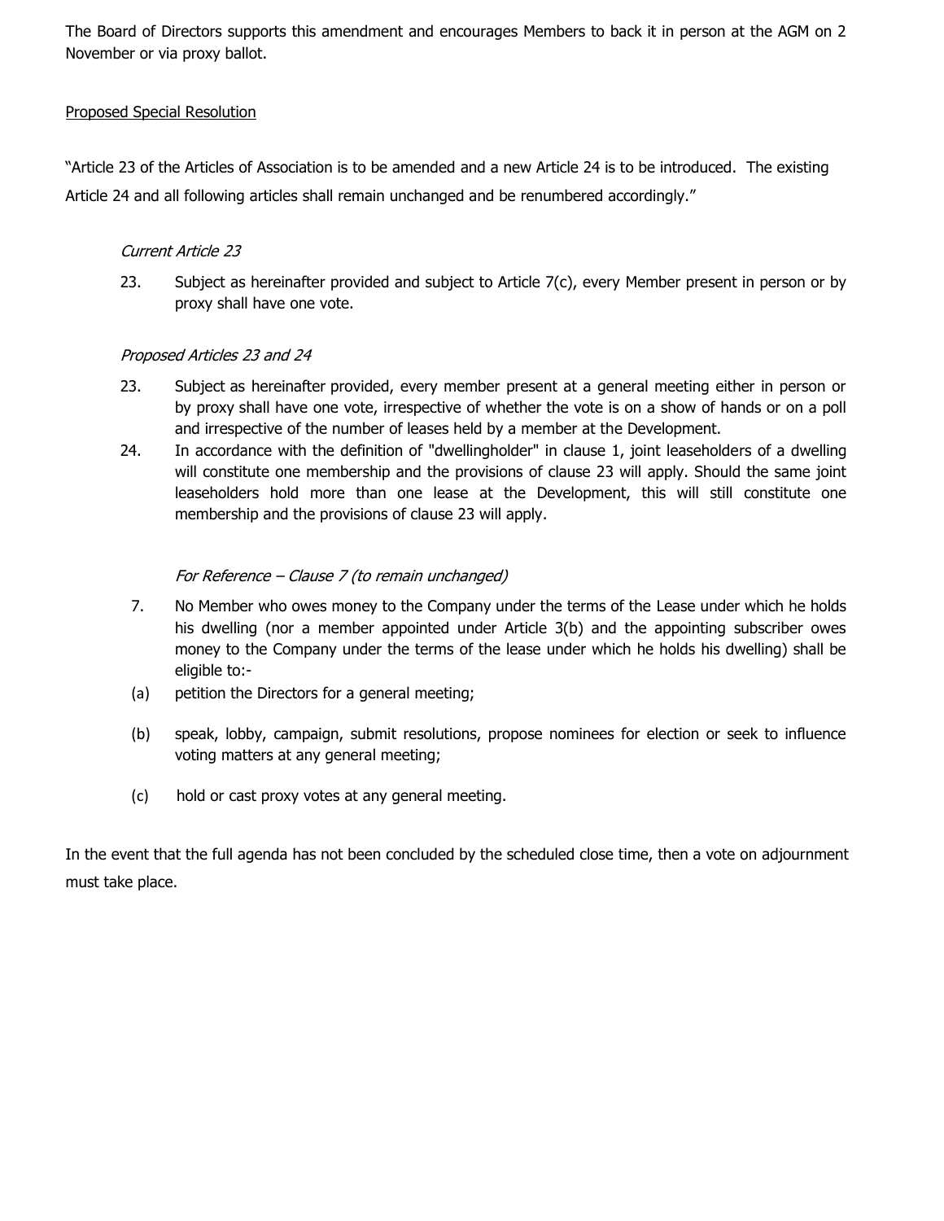The Board of Directors supports this amendment and encourages Members to back it in person at the AGM on 2 November or via proxy ballot.

<u>Proposed Special Resolution</u>

"Article 23 of the Articles of Association is to be amended and a new Article 24 is to be introduced. The existing Article 24 and all following articles shall remain unchanged and be renumbered accordingly."

*Current Article 23*

23. Subject as hereinafter provided and subject to Article 7(c), every Member present in person or by proxy shall have one vote.

*Proposed Articles 23 and 24*

23. Subject as hereinafter provided, every member present at a general meeting either in person or by proxy shall have one vote, irrespective of whether the vote is on a show of hands or on a poll and irrespective of the number of leases held by a member at the Development.

24. In accordance with the definition of "dwellingholder" in clause 1, joint leaseholders of a dwelling will constitute one membership and the provisions of clause 23 will apply. Should the same joint leaseholders hold more than one lease at the Development, this will still constitute one membership and the provisions of clause 23 will apply.

*For Reference – Clause 7 (to remain unchanged)*

7. No Member who owes money to the Company under the terms of the Lease under which he holds his dwelling (nor a member appointed under Article 3(b) and the appointing subscriber owes money to the Company under the terms of the lease under which he holds his dwelling) shall be eligible to:-

(a) petition the Directors for a general meeting;

(b) speak, lobby, campaign, submit resolutions, propose nominees for election or seek to influence voting matters at any general meeting;

(c) hold or cast proxy votes at any general meeting.

In the event that the full agenda has not been concluded by the scheduled close time, then a vote on adjournment must take place.